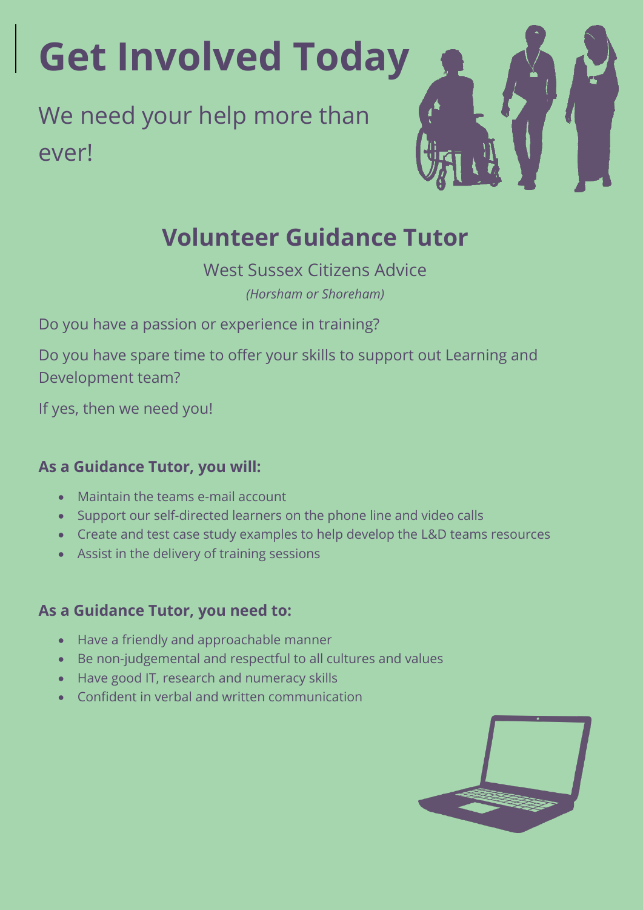# Get Involved Today

We need your help more than ever!

## Volunteer Guidance Tutor

West Sussex Citizens Advice

*(Horsham or Shoreham)*

Do you have a passion or experience in training?

Do you have spare time to offer your skills to support out Learning and Development team?

If yes, then we need you!

**As a Guidance Tutor, you will:**

- Maintain the teams e-mail account
- Support our self-directed learners on the phone line and video calls
- Create and test case study examples to help develop the L&D teams resources
- Assist in the delivery of training sessions

**As a Guidance Tutor, you need to:**

- Have a friendly and approachable manner
- Be non-judgemental and respectful to all cultures and values
- Have good IT, research and numeracy skills
- Confident in verbal and written communication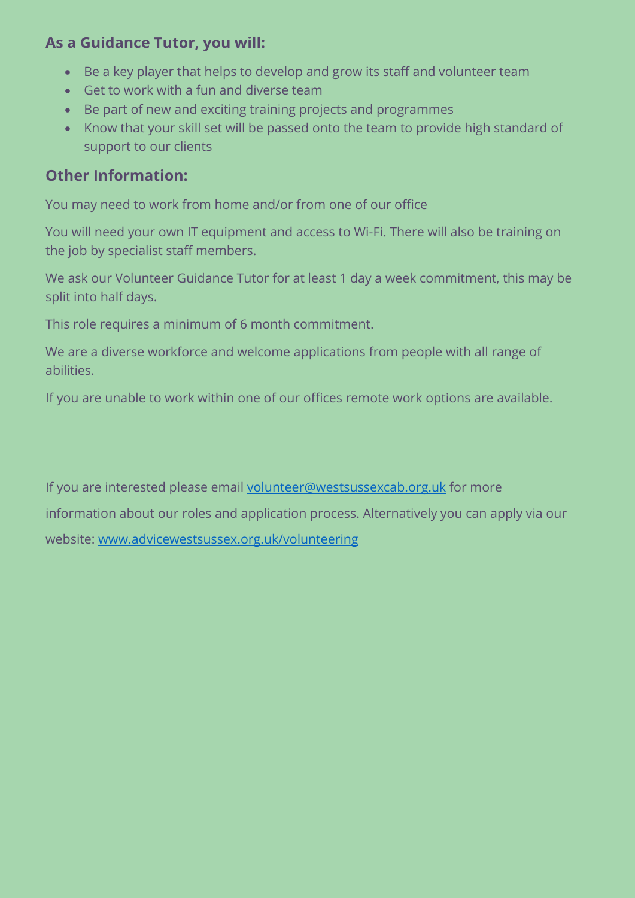## As a Guidance Tutor, you will:

- Be a key player that helps to develop and grow its staff and volunteer team
- Get to work with a fun and diverse team
- Be part of new and exciting training projects and programmes
- Know that your skill set will be passed onto the team to provide high standard of support to our clients

## Other Information:

You may need to work from home and/or from one of our office

You will need your own IT equipment and access to Wi-Fi. There will also be training on the job by specialist staff members.

We ask our Volunteer Guidance Tutor for at least 1 day a week commitment, this may be split into half days.

This role requires a minimum of 6 month commitment.

We are a diverse workforce and welcome applications from people with all range of abilities.

If you are unable to work within one of our offices remote work options are available.

If you are interested please email [volunteer@westsussexcab.org.uk](mailto:volunteer@westsussexcab.org.uk) for more information about our roles and application process. Alternatively you can apply via our website: [www.advicewestsussex.org.uk/volunteering](http://www.advicewestsussex.org.uk/volunteering)